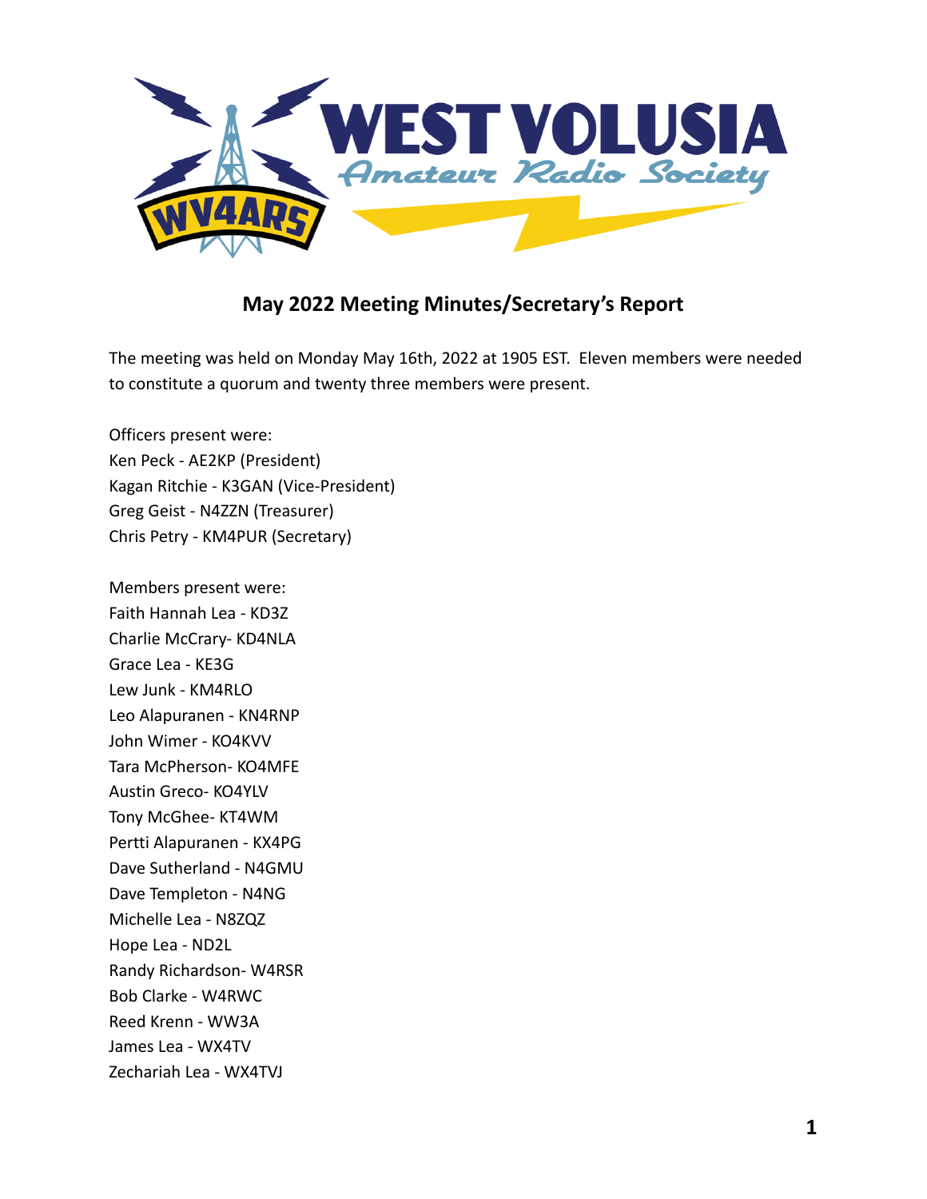## May 2022 Meeting Minutes/Secretary's Report

The meeting was held on Monday May 16th, 2022 at 1905 EST. Eleven members were needed to constitute a quorum and twenty three members were present.

Officers present were:
Ken Peck - AE2KP (President)
Kagan Ritchie - K3GAN (Vice-President)
Greg Geist - N4ZZN (Treasurer)
Chris Petry - KM4PUR (Secretary)

Members present were:
Faith Hannah Lea - KD3Z
Charlie McCrary- KD4NLA
Grace Lea - KE3G
Lew Junk - KM4RLO
Leo Alapuranen - KN4RNP
John Wimer - KO4KVV
Tara McPherson- KO4MFE
Austin Greco- KO4YLV
Tony McGhee- KT4WM
Pertti Alapuranen - KX4PG
Dave Sutherland - N4GMU
Dave Templeton - N4NG
Michelle Lea - N8ZQZ
Hope Lea - ND2L
Randy Richardson- W4RSR
Bob Clarke - W4RWC
Reed Krenn - WW3A
James Lea - WX4TV
Zechariah Lea - WX4TVJ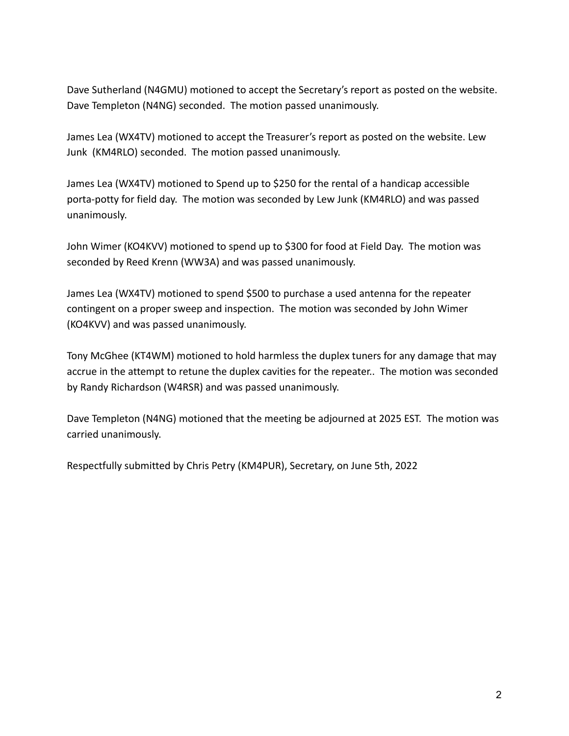Dave Sutherland (N4GMU) motioned to accept the Secretary's report as posted on the website. Dave Templeton (N4NG) seconded. The motion passed unanimously.

James Lea (WX4TV) motioned to accept the Treasurer's report as posted on the website. Lew Junk (KM4RLO) seconded. The motion passed unanimously.

James Lea (WX4TV) motioned to Spend up to $250 for the rental of a handicap accessible porta-potty for field day. The motion was seconded by Lew Junk (KM4RLO) and was passed unanimously.

John Wimer (KO4KVV) motioned to spend up to $300 for food at Field Day. The motion was seconded by Reed Krenn (WW3A) and was passed unanimously.

James Lea (WX4TV) motioned to spend $500 to purchase a used antenna for the repeater contingent on a proper sweep and inspection. The motion was seconded by John Wimer (KO4KVV) and was passed unanimously.

Tony McGhee (KT4WM) motioned to hold harmless the duplex tuners for any damage that may accrue in the attempt to retune the duplex cavities for the repeater.. The motion was seconded by Randy Richardson (W4RSR) and was passed unanimously.

Dave Templeton (N4NG) motioned that the meeting be adjourned at 2025 EST. The motion was carried unanimously.

Respectfully submitted by Chris Petry (KM4PUR), Secretary, on June 5th, 2022